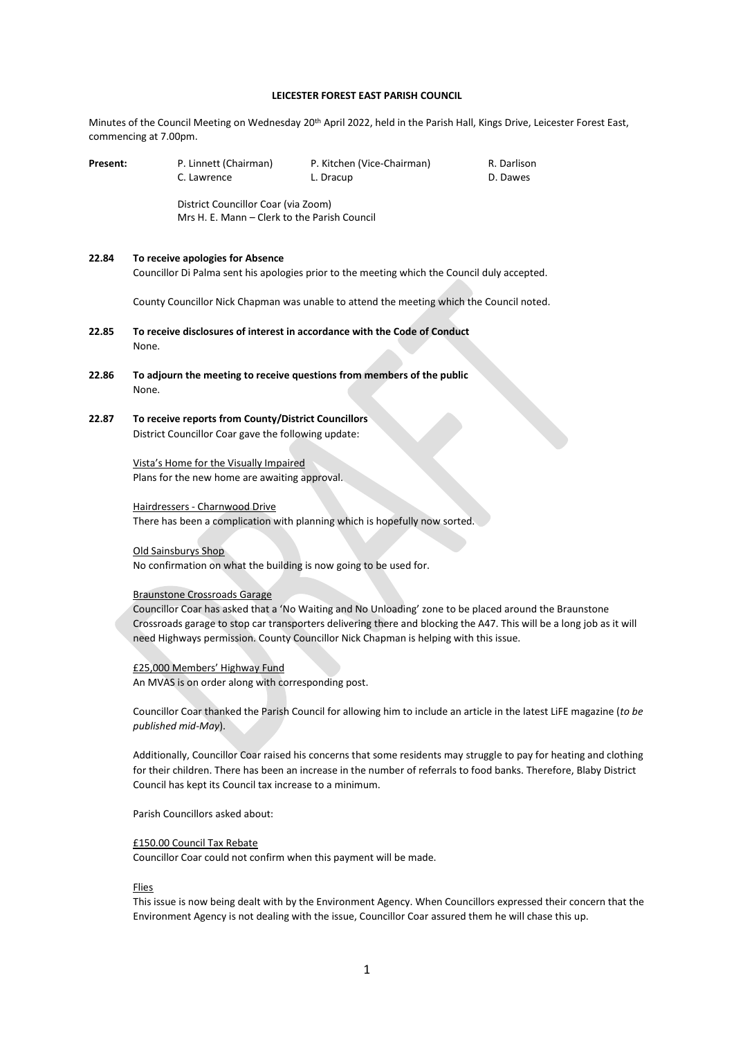**LEICESTER FOREST EAST PARISH COUNCIL**

Minutes of the Council Meeting on Wednesday 20th April 2022, held in the Parish Hall, Kings Drive, Leicester Forest East, commencing at 7.00pm.

| **Present:** | P. Linnett (Chairman) | P. Kitchen (Vice-Chairman) | R. Darlison |
|---|---|---|---|
| | C. Lawrence | L. Dracup | D. Dawes |

District Councillor Coar (via Zoom)
Mrs H. E. Mann – Clerk to the Parish Council

**22.84 To receive apologies for Absence**

Councillor Di Palma sent his apologies prior to the meeting which the Council duly accepted.

County Councillor Nick Chapman was unable to attend the meeting which the Council noted.

**22.85 To receive disclosures of interest in accordance with the Code of Conduct**

None.

**22.86 To adjourn the meeting to receive questions from members of the public**

None.

**22.87 To receive reports from County/District Councillors**

District Councillor Coar gave the following update:

<u>Vista's Home for the Visually Impaired</u>
Plans for the new home are awaiting approval.

<u>Hairdressers - Charnwood Drive</u>
There has been a complication with planning which is hopefully now sorted.

<u>Old Sainsburys Shop</u>
No confirmation on what the building is now going to be used for.

<u>Braunstone Crossroads Garage</u>
Councillor Coar has asked that a 'No Waiting and No Unloading' zone to be placed around the Braunstone Crossroads garage to stop car transporters delivering there and blocking the A47. This will be a long job as it will need Highways permission. County Councillor Nick Chapman is helping with this issue.

<u>£25,000 Members' Highway Fund</u>
An MVAS is on order along with corresponding post.

Councillor Coar thanked the Parish Council for allowing him to include an article in the latest LiFE magazine (*to be published mid-May*).

Additionally, Councillor Coar raised his concerns that some residents may struggle to pay for heating and clothing for their children. There has been an increase in the number of referrals to food banks. Therefore, Blaby District Council has kept its Council tax increase to a minimum.

Parish Councillors asked about:

<u>£150.00 Council Tax Rebate</u>
Councillor Coar could not confirm when this payment will be made.

<u>Flies</u>
This issue is now being dealt with by the Environment Agency. When Councillors expressed their concern that the Environment Agency is not dealing with the issue, Councillor Coar assured them he will chase this up.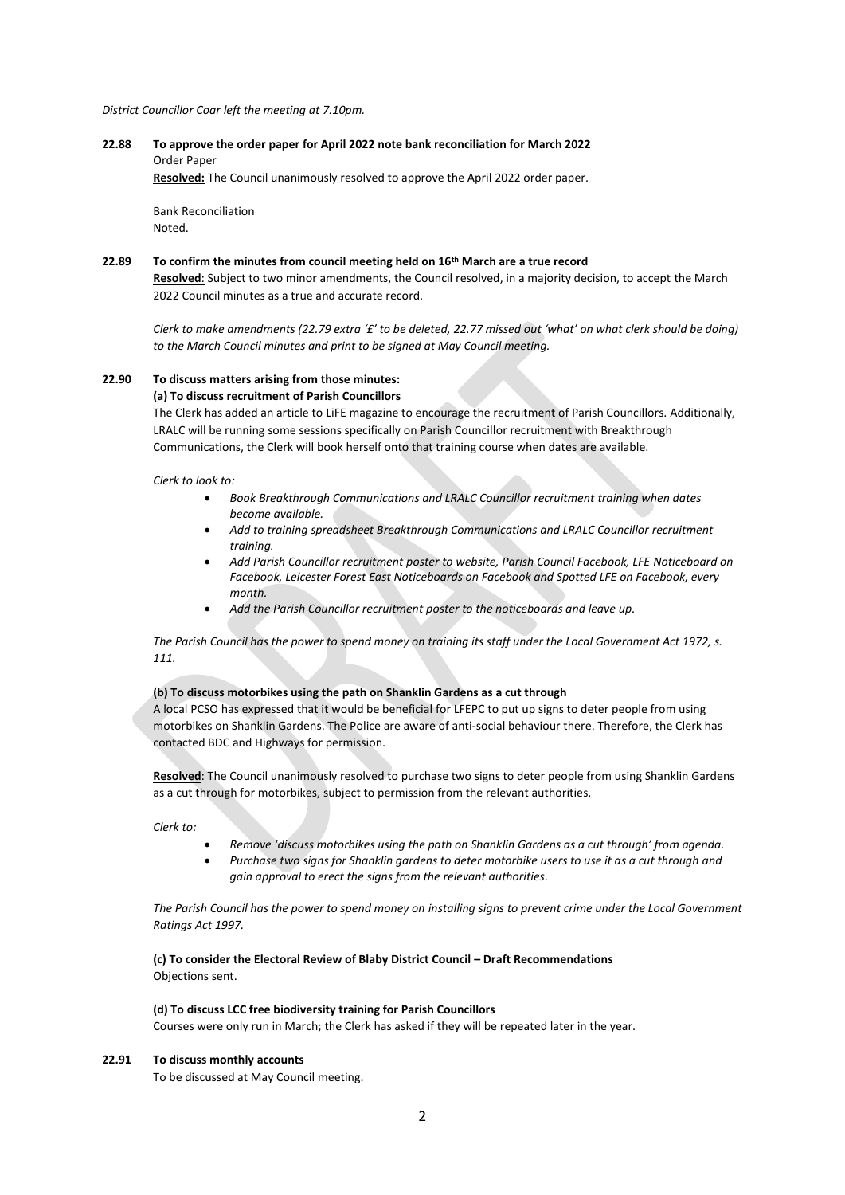*District Councillor Coar left the meeting at 7.10pm.*

**22.88 To approve the order paper for April 2022 note bank reconciliation for March 2022**

Order Paper

**Resolved:** The Council unanimously resolved to approve the April 2022 order paper.

Bank Reconciliation

Noted.

**22.89 To confirm the minutes from council meeting held on 16th March are a true record**

**Resolved**: Subject to two minor amendments, the Council resolved, in a majority decision, to accept the March 2022 Council minutes as a true and accurate record.

*Clerk to make amendments (22.79 extra '£' to be deleted, 22.77 missed out 'what' on what clerk should be doing) to the March Council minutes and print to be signed at May Council meeting.*

**22.90 To discuss matters arising from those minutes:**

**(a) To discuss recruitment of Parish Councillors**

The Clerk has added an article to LiFE magazine to encourage the recruitment of Parish Councillors. Additionally, LRALC will be running some sessions specifically on Parish Councillor recruitment with Breakthrough Communications, the Clerk will book herself onto that training course when dates are available.

*Clerk to look to:*

- *Book Breakthrough Communications and LRALC Councillor recruitment training when dates become available.*
- *Add to training spreadsheet Breakthrough Communications and LRALC Councillor recruitment training.*
- *Add Parish Councillor recruitment poster to website, Parish Council Facebook, LFE Noticeboard on Facebook, Leicester Forest East Noticeboards on Facebook and Spotted LFE on Facebook, every month.*
- *Add the Parish Councillor recruitment poster to the noticeboards and leave up.*

*The Parish Council has the power to spend money on training its staff under the Local Government Act 1972, s. 111.*

**(b) To discuss motorbikes using the path on Shanklin Gardens as a cut through**

A local PCSO has expressed that it would be beneficial for LFEPC to put up signs to deter people from using motorbikes on Shanklin Gardens. The Police are aware of anti-social behaviour there. Therefore, the Clerk has contacted BDC and Highways for permission.

**Resolved**: The Council unanimously resolved to purchase two signs to deter people from using Shanklin Gardens as a cut through for motorbikes, subject to permission from the relevant authorities.

*Clerk to:*

- *Remove 'discuss motorbikes using the path on Shanklin Gardens as a cut through' from agenda.*
- *Purchase two signs for Shanklin gardens to deter motorbike users to use it as a cut through and gain approval to erect the signs from the relevant authorities.*

*The Parish Council has the power to spend money on installing signs to prevent crime under the Local Government Ratings Act 1997.*

**(c) To consider the Electoral Review of Blaby District Council – Draft Recommendations**

Objections sent.

**(d) To discuss LCC free biodiversity training for Parish Councillors**

Courses were only run in March; the Clerk has asked if they will be repeated later in the year.

**22.91 To discuss monthly accounts**

To be discussed at May Council meeting.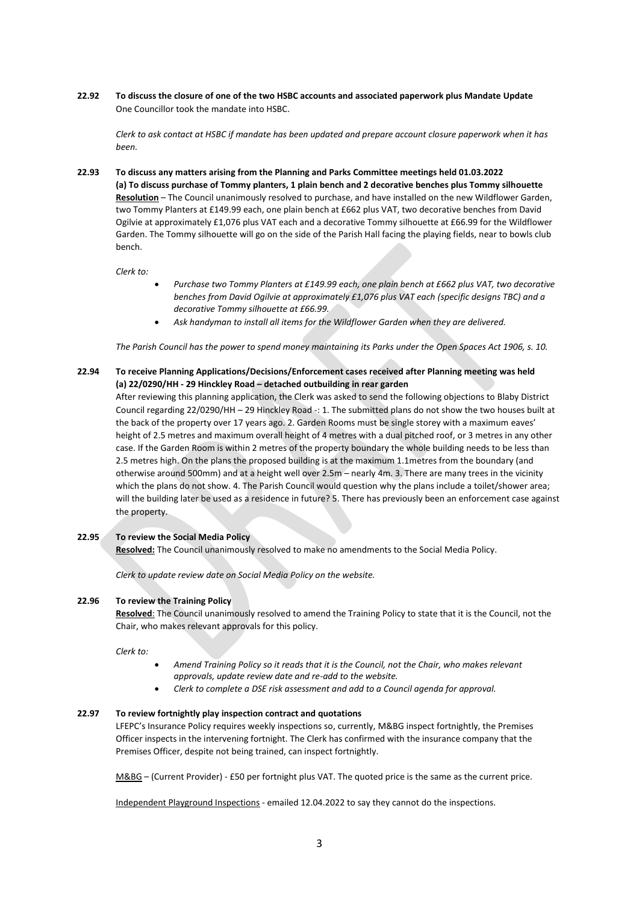**22.92 To discuss the closure of one of the two HSBC accounts and associated paperwork plus Mandate Update**

One Councillor took the mandate into HSBC.

*Clerk to ask contact at HSBC if mandate has been updated and prepare account closure paperwork when it has been.*

**22.93 To discuss any matters arising from the Planning and Parks Committee meetings held 01.03.2022**

**(a) To discuss purchase of Tommy planters, 1 plain bench and 2 decorative benches plus Tommy silhouette**

**Resolution** – The Council unanimously resolved to purchase, and have installed on the new Wildflower Garden, two Tommy Planters at £149.99 each, one plain bench at £662 plus VAT, two decorative benches from David Ogilvie at approximately £1,076 plus VAT each and a decorative Tommy silhouette at £66.99 for the Wildflower Garden. The Tommy silhouette will go on the side of the Parish Hall facing the playing fields, near to bowls club bench.

*Clerk to:*

- *Purchase two Tommy Planters at £149.99 each, one plain bench at £662 plus VAT, two decorative benches from David Ogilvie at approximately £1,076 plus VAT each (specific designs TBC) and a decorative Tommy silhouette at £66.99.*
- *Ask handyman to install all items for the Wildflower Garden when they are delivered.*

*The Parish Council has the power to spend money maintaining its Parks under the Open Spaces Act 1906, s. 10.*

**22.94 To receive Planning Applications/Decisions/Enforcement cases received after Planning meeting was held**

**(a) 22/0290/HH - 29 Hinckley Road – detached outbuilding in rear garden**

After reviewing this planning application, the Clerk was asked to send the following objections to Blaby District Council regarding 22/0290/HH – 29 Hinckley Road -: 1. The submitted plans do not show the two houses built at the back of the property over 17 years ago. 2. Garden Rooms must be single storey with a maximum eaves' height of 2.5 metres and maximum overall height of 4 metres with a dual pitched roof, or 3 metres in any other case. If the Garden Room is within 2 metres of the property boundary the whole building needs to be less than 2.5 metres high. On the plans the proposed building is at the maximum 1.1metres from the boundary (and otherwise around 500mm) and at a height well over 2.5m – nearly 4m. 3. There are many trees in the vicinity which the plans do not show. 4. The Parish Council would question why the plans include a toilet/shower area; will the building later be used as a residence in future? 5. There has previously been an enforcement case against the property.

**22.95 To review the Social Media Policy**

**Resolved:** The Council unanimously resolved to make no amendments to the Social Media Policy.

*Clerk to update review date on Social Media Policy on the website.*

**22.96 To review the Training Policy**

**Resolved**: The Council unanimously resolved to amend the Training Policy to state that it is the Council, not the Chair, who makes relevant approvals for this policy.

*Clerk to:*

- *Amend Training Policy so it reads that it is the Council, not the Chair, who makes relevant approvals, update review date and re-add to the website.*
- *Clerk to complete a DSE risk assessment and add to a Council agenda for approval.*

**22.97 To review fortnightly play inspection contract and quotations**

LFEPC's Insurance Policy requires weekly inspections so, currently, M&BG inspect fortnightly, the Premises Officer inspects in the intervening fortnight. The Clerk has confirmed with the insurance company that the Premises Officer, despite not being trained, can inspect fortnightly.

M&BG – (Current Provider) - £50 per fortnight plus VAT. The quoted price is the same as the current price.

Independent Playground Inspections - emailed 12.04.2022 to say they cannot do the inspections.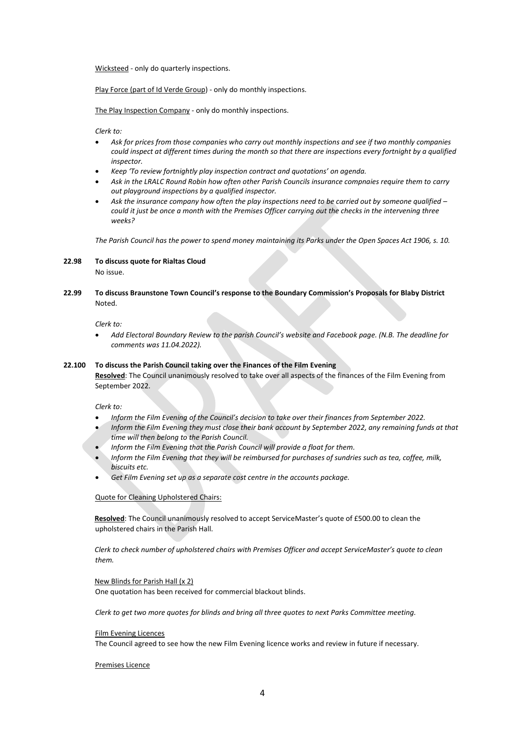<u>Wicksteed</u> - only do quarterly inspections.

<u>Play Force (part of Id Verde Group)</u> - only do monthly inspections.

<u>The Play Inspection Company</u> - only do monthly inspections.

*Clerk to:*

- *Ask for prices from those companies who carry out monthly inspections and see if two monthly companies could inspect at different times during the month so that there are inspections every fortnight by a qualified inspector.*
- *Keep 'To review fortnightly play inspection contract and quotations' on agenda.*
- *Ask in the LRALC Round Robin how often other Parish Councils insurance compnaies require them to carry out playground inspections by a qualified inspector.*
- *Ask the insurance company how often the play inspections need to be carried out by someone qualified – could it just be once a month with the Premises Officer carrying out the checks in the intervening three weeks?*

*The Parish Council has the power to spend money maintaining its Parks under the Open Spaces Act 1906, s. 10.*

**22.98 To discuss quote for Rialtas Cloud**

No issue.

**22.99 To discuss Braunstone Town Council's response to the Boundary Commission's Proposals for Blaby District**

Noted.

*Clerk to:*

- *Add Electoral Boundary Review to the parish Council's website and Facebook page. (N.B. The deadline for comments was 11.04.2022).*

**22.100 To discuss the Parish Council taking over the Finances of the Film Evening**

**<u>Resolved</u>**: The Council unanimously resolved to take over all aspects of the finances of the Film Evening from September 2022.

*Clerk to:*

- *Inform the Film Evening of the Council's decision to take over their finances from September 2022.*
- *Inform the Film Evening they must close their bank account by September 2022, any remaining funds at that time will then belong to the Parish Council.*
- *Inform the Film Evening that the Parish Council will provide a float for them.*
- *Inform the Film Evening that they will be reimbursed for purchases of sundries such as tea, coffee, milk, biscuits etc.*
- *Get Film Evening set up as a separate cost centre in the accounts package.*

<u>Quote for Cleaning Upholstered Chairs:</u>

**<u>Resolved</u>**: The Council unanimously resolved to accept ServiceMaster's quote of £500.00 to clean the upholstered chairs in the Parish Hall.

*Clerk to check number of upholstered chairs with Premises Officer and accept ServiceMaster's quote to clean them.*

<u>New Blinds for Parish Hall (x 2)</u>

One quotation has been received for commercial blackout blinds.

*Clerk to get two more quotes for blinds and bring all three quotes to next Parks Committee meeting.*

<u>Film Evening Licences</u>

The Council agreed to see how the new Film Evening licence works and review in future if necessary.

<u>Premises Licence</u>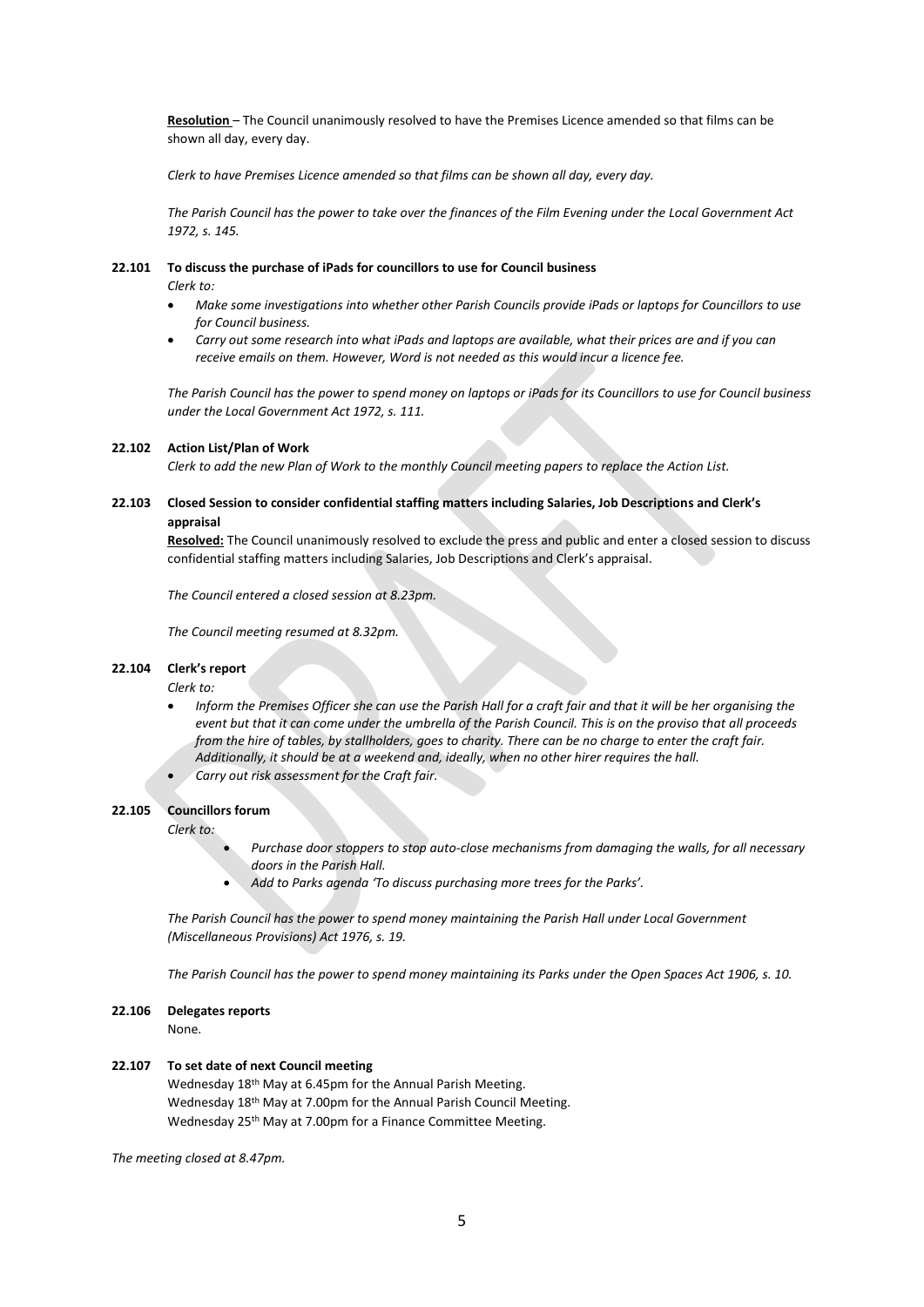**Resolution** – The Council unanimously resolved to have the Premises Licence amended so that films can be shown all day, every day.

*Clerk to have Premises Licence amended so that films can be shown all day, every day.*

*The Parish Council has the power to take over the finances of the Film Evening under the Local Government Act 1972, s. 145.*

**22.101 To discuss the purchase of iPads for councillors to use for Council business**

*Clerk to:*

- *Make some investigations into whether other Parish Councils provide iPads or laptops for Councillors to use for Council business.*
- *Carry out some research into what iPads and laptops are available, what their prices are and if you can receive emails on them. However, Word is not needed as this would incur a licence fee.*

*The Parish Council has the power to spend money on laptops or iPads for its Councillors to use for Council business under the Local Government Act 1972, s. 111.*

**22.102 Action List/Plan of Work**

*Clerk to add the new Plan of Work to the monthly Council meeting papers to replace the Action List.*

**22.103 Closed Session to consider confidential staffing matters including Salaries, Job Descriptions and Clerk's appraisal**

**Resolved:** The Council unanimously resolved to exclude the press and public and enter a closed session to discuss confidential staffing matters including Salaries, Job Descriptions and Clerk's appraisal.

*The Council entered a closed session at 8.23pm.*

*The Council meeting resumed at 8.32pm.*

**22.104 Clerk's report**

*Clerk to:*

- *Inform the Premises Officer she can use the Parish Hall for a craft fair and that it will be her organising the event but that it can come under the umbrella of the Parish Council. This is on the proviso that all proceeds from the hire of tables, by stallholders, goes to charity. There can be no charge to enter the craft fair. Additionally, it should be at a weekend and, ideally, when no other hirer requires the hall.*
- *Carry out risk assessment for the Craft fair.*

**22.105 Councillors forum**

*Clerk to:*

- *Purchase door stoppers to stop auto-close mechanisms from damaging the walls, for all necessary doors in the Parish Hall.*
- *Add to Parks agenda 'To discuss purchasing more trees for the Parks'.*

*The Parish Council has the power to spend money maintaining the Parish Hall under Local Government (Miscellaneous Provisions) Act 1976, s. 19.*

*The Parish Council has the power to spend money maintaining its Parks under the Open Spaces Act 1906, s. 10.*

**22.106 Delegates reports**

None.

**22.107 To set date of next Council meeting**

Wednesday 18th May at 6.45pm for the Annual Parish Meeting.
Wednesday 18th May at 7.00pm for the Annual Parish Council Meeting.
Wednesday 25th May at 7.00pm for a Finance Committee Meeting.

*The meeting closed at 8.47pm.*